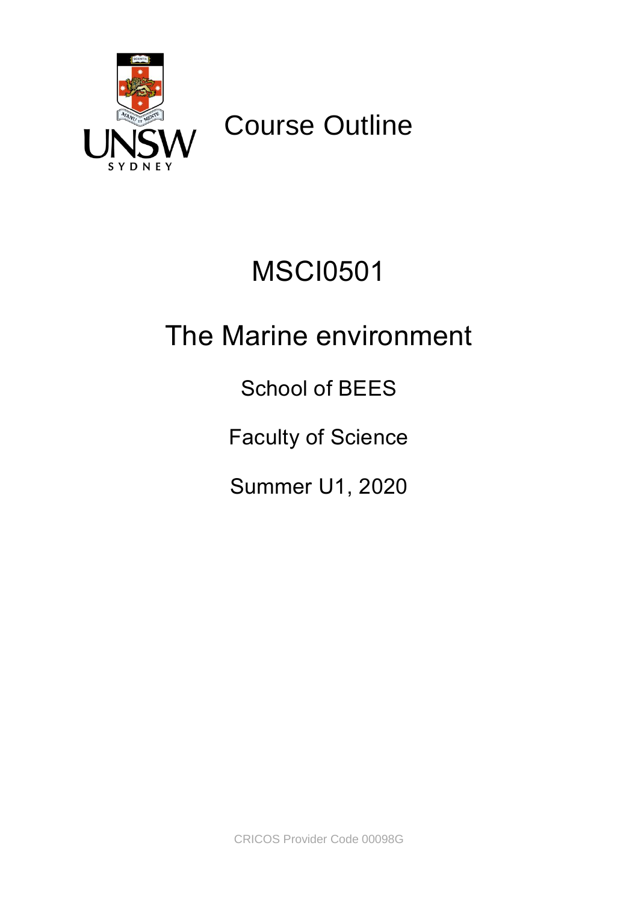Course Outline

# MSCI0501

# The Marine environment

School of BEES

Faculty of Science

Summer U1, 2020

CRICOS Provider Code 00098G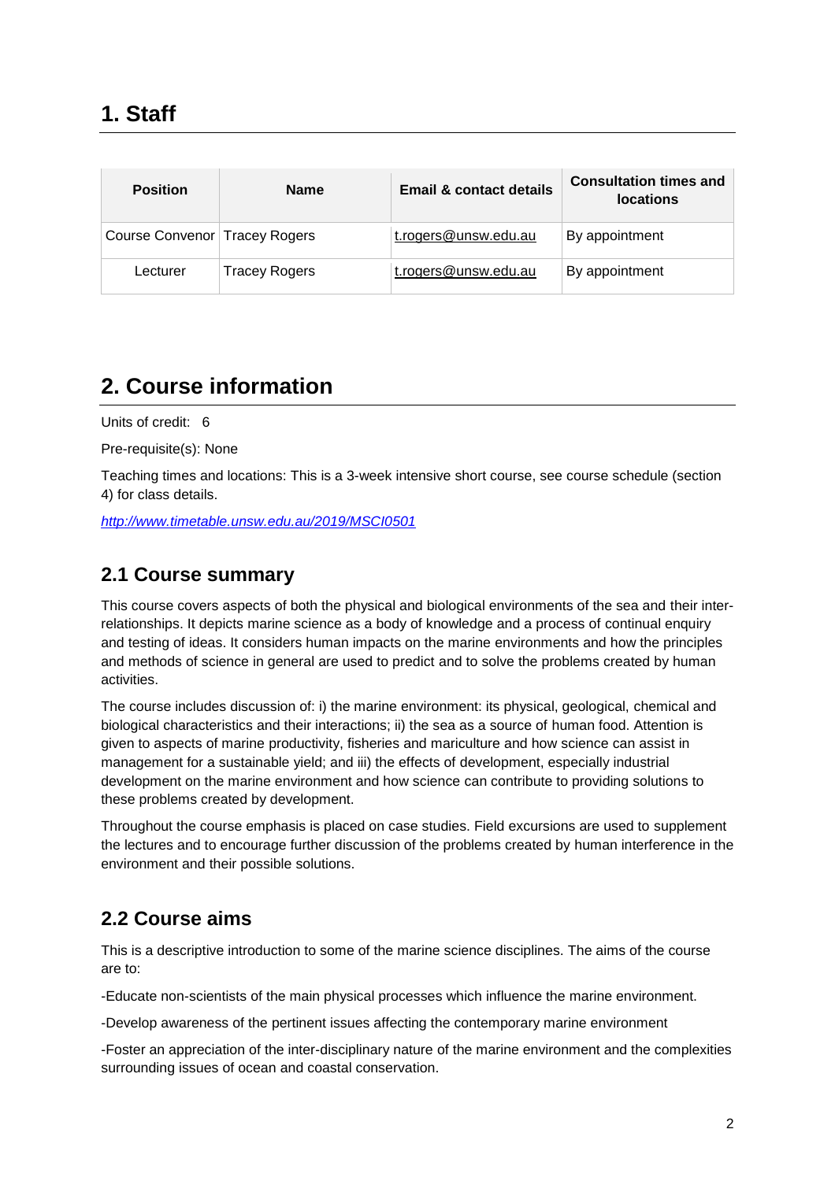# 1. Staff

| Position | Name | Email & contact details | Consultation times and locations |
|---|---|---|---|
| Course Convenor | Tracey Rogers | t.rogers@unsw.edu.au | By appointment |
| Lecturer | Tracey Rogers | t.rogers@unsw.edu.au | By appointment |

# 2. Course information

Units of credit: 6

Pre-requisite(s): None

Teaching times and locations: This is a 3-week intensive short course, see course schedule (section 4) for class details.

*http://www.timetable.unsw.edu.au/2019/MSCI0501*

## 2.1 Course summary

This course covers aspects of both the physical and biological environments of the sea and their inter-relationships. It depicts marine science as a body of knowledge and a process of continual enquiry and testing of ideas. It considers human impacts on the marine environments and how the principles and methods of science in general are used to predict and to solve the problems created by human activities.

The course includes discussion of: i) the marine environment: its physical, geological, chemical and biological characteristics and their interactions; ii) the sea as a source of human food. Attention is given to aspects of marine productivity, fisheries and mariculture and how science can assist in management for a sustainable yield; and iii) the effects of development, especially industrial development on the marine environment and how science can contribute to providing solutions to these problems created by development.

Throughout the course emphasis is placed on case studies. Field excursions are used to supplement the lectures and to encourage further discussion of the problems created by human interference in the environment and their possible solutions.

## 2.2 Course aims

This is a descriptive introduction to some of the marine science disciplines. The aims of the course are to:

-Educate non-scientists of the main physical processes which influence the marine environment.

-Develop awareness of the pertinent issues affecting the contemporary marine environment

-Foster an appreciation of the inter-disciplinary nature of the marine environment and the complexities surrounding issues of ocean and coastal conservation.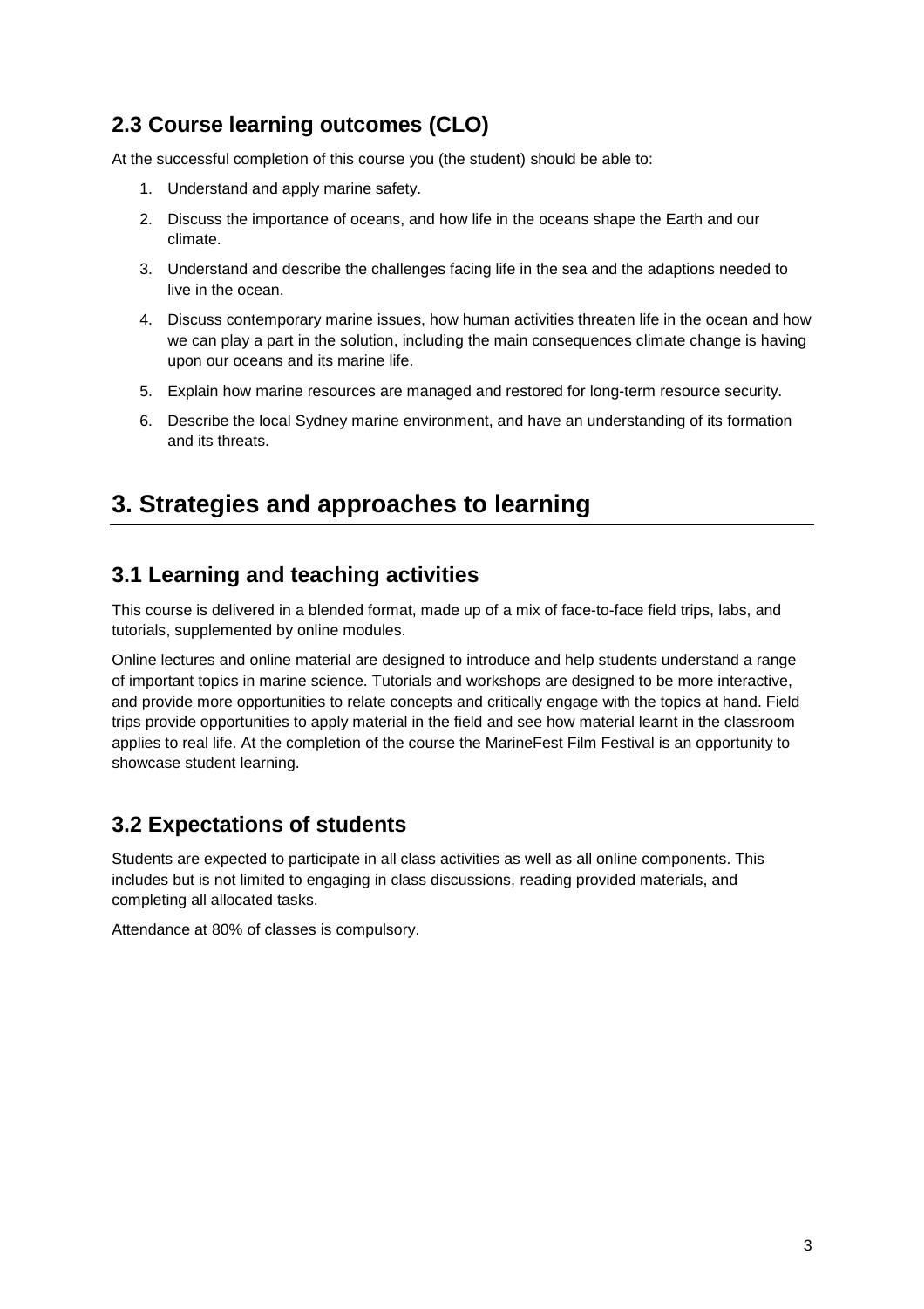## 2.3 Course learning outcomes (CLO)

At the successful completion of this course you (the student) should be able to:

1. Understand and apply marine safety.
2. Discuss the importance of oceans, and how life in the oceans shape the Earth and our climate.
3. Understand and describe the challenges facing life in the sea and the adaptions needed to live in the ocean.
4. Discuss contemporary marine issues, how human activities threaten life in the ocean and how we can play a part in the solution, including the main consequences climate change is having upon our oceans and its marine life.
5. Explain how marine resources are managed and restored for long-term resource security.
6. Describe the local Sydney marine environment, and have an understanding of its formation and its threats.

# 3. Strategies and approaches to learning

## 3.1 Learning and teaching activities

This course is delivered in a blended format, made up of a mix of face-to-face field trips, labs, and tutorials, supplemented by online modules.

Online lectures and online material are designed to introduce and help students understand a range of important topics in marine science. Tutorials and workshops are designed to be more interactive, and provide more opportunities to relate concepts and critically engage with the topics at hand. Field trips provide opportunities to apply material in the field and see how material learnt in the classroom applies to real life. At the completion of the course the MarineFest Film Festival is an opportunity to showcase student learning.

## 3.2 Expectations of students

Students are expected to participate in all class activities as well as all online components. This includes but is not limited to engaging in class discussions, reading provided materials, and completing all allocated tasks.

Attendance at 80% of classes is compulsory.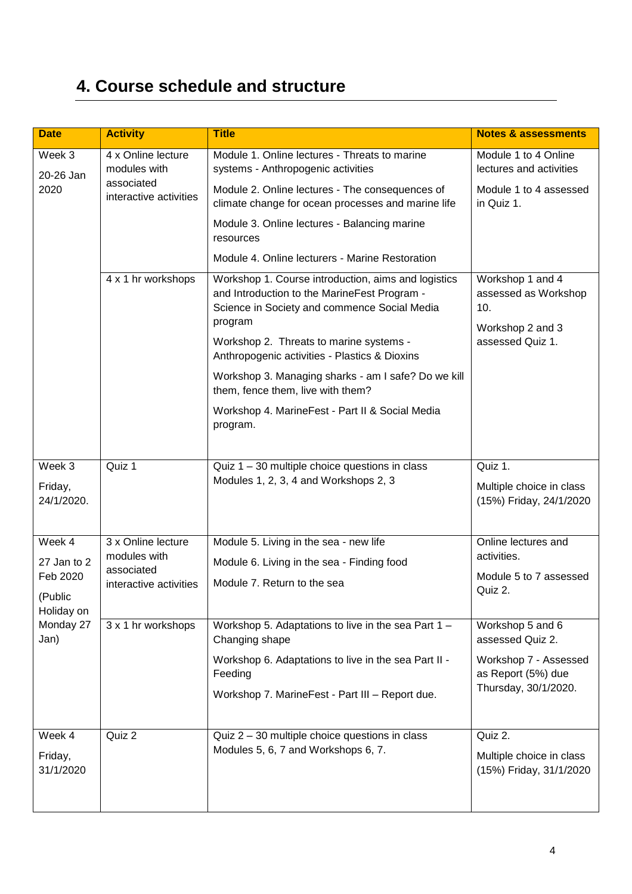## 4. Course schedule and structure

| Date | Activity | Title | Notes & assessments |
|---|---|---|---|
| Week 3<br>20-26 Jan 2020 | 4 x Online lecture modules with associated interactive activities | Module 1. Online lectures - Threats to marine systems - Anthropogenic activities<br>Module 2. Online lectures - The consequences of climate change for ocean processes and marine life<br>Module 3. Online lectures - Balancing marine resources<br>Module 4. Online lecturers - Marine Restoration | Module 1 to 4 Online lectures and activities<br>Module 1 to 4 assessed in Quiz 1. |
| | 4 x 1 hr workshops | Workshop 1. Course introduction, aims and logistics and Introduction to the MarineFest Program - Science in Society and commence Social Media program<br>Workshop 2. Threats to marine systems - Anthropogenic activities - Plastics & Dioxins<br>Workshop 3. Managing sharks - am I safe? Do we kill them, fence them, live with them?<br>Workshop 4. MarineFest - Part II & Social Media program. | Workshop 1 and 4 assessed as Workshop 10.<br>Workshop 2 and 3 assessed Quiz 1. |
| Week 3<br>Friday, 24/1/2020. | Quiz 1 | Quiz 1 – 30 multiple choice questions in class Modules 1, 2, 3, 4 and Workshops 2, 3 | Quiz 1.<br>Multiple choice in class (15%) Friday, 24/1/2020 |
| Week 4<br>27 Jan to 2 Feb 2020<br>(Public Holiday on Monday 27 Jan) | 3 x Online lecture modules with associated interactive activities | Module 5. Living in the sea - new life<br>Module 6. Living in the sea - Finding food<br>Module 7. Return to the sea | Online lectures and activities.<br>Module 5 to 7 assessed Quiz 2. |
| | 3 x 1 hr workshops | Workshop 5. Adaptations to live in the sea Part 1 – Changing shape<br>Workshop 6. Adaptations to live in the sea Part II - Feeding<br>Workshop 7. MarineFest - Part III – Report due. | Workshop 5 and 6 assessed Quiz 2.<br>Workshop 7 - Assessed as Report (5%) due Thursday, 30/1/2020. |
| Week 4<br>Friday, 31/1/2020 | Quiz 2 | Quiz 2 – 30 multiple choice questions in class Modules 5, 6, 7 and Workshops 6, 7. | Quiz 2.<br>Multiple choice in class (15%) Friday, 31/1/2020 |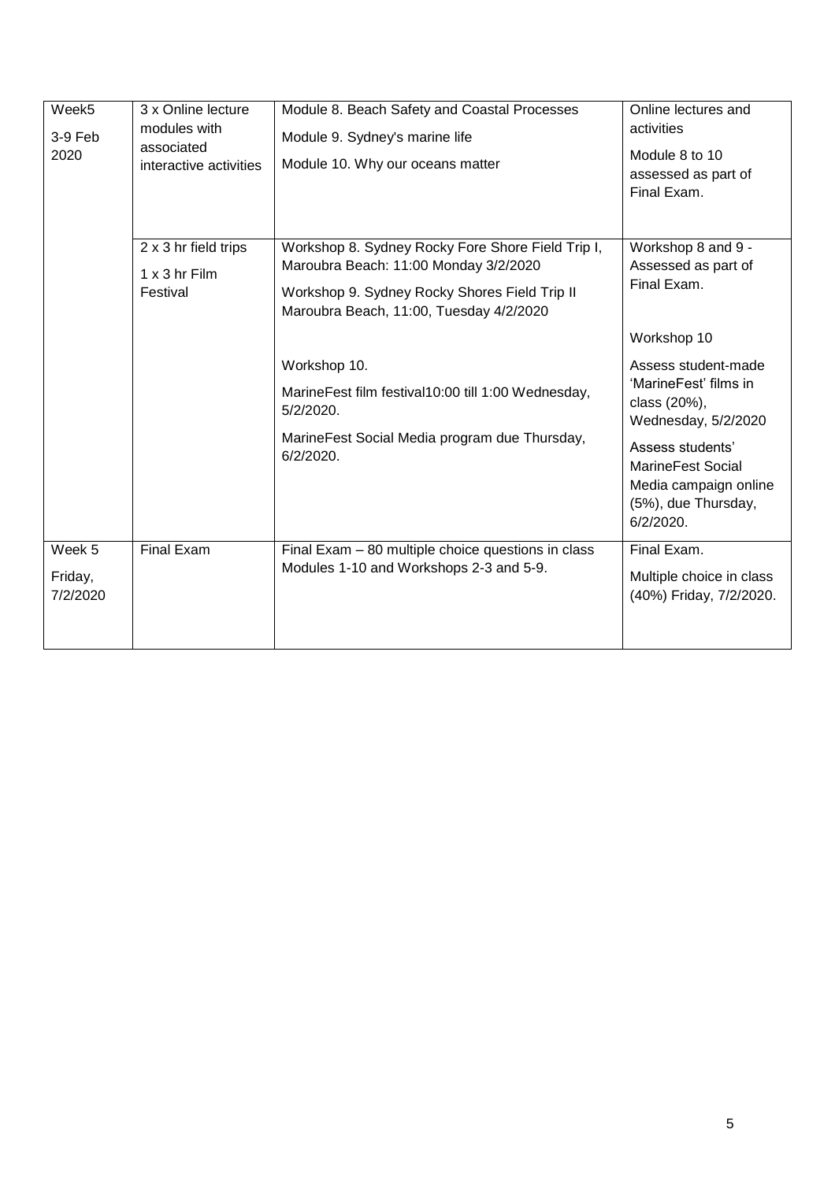| Week5<br>3-9 Feb 2020 | 3 x Online lecture modules with associated interactive activities | Module 8. Beach Safety and Coastal Processes<br>Module 9. Sydney's marine life<br>Module 10. Why our oceans matter | Online lectures and activities<br>Module 8 to 10 assessed as part of Final Exam. |
|---|---|---|---|
| | 2 x 3 hr field trips<br>1 x 3 hr Film Festival | Workshop 8. Sydney Rocky Fore Shore Field Trip I, Maroubra Beach: 11:00 Monday 3/2/2020<br>Workshop 9. Sydney Rocky Shores Field Trip II Maroubra Beach, 11:00, Tuesday 4/2/2020<br><br>Workshop 10.<br>MarineFest film festival10:00 till 1:00 Wednesday, 5/2/2020.<br>MarineFest Social Media program due Thursday, 6/2/2020. | Workshop 8 and 9 - Assessed as part of Final Exam.<br><br>Workshop 10<br>Assess student-made 'MarineFest' films in class (20%), Wednesday, 5/2/2020<br>Assess students' MarineFest Social Media campaign online (5%), due Thursday, 6/2/2020. |
| Week 5<br>Friday, 7/2/2020 | Final Exam | Final Exam – 80 multiple choice questions in class Modules 1-10 and Workshops 2-3 and 5-9. | Final Exam.<br>Multiple choice in class (40%) Friday, 7/2/2020. |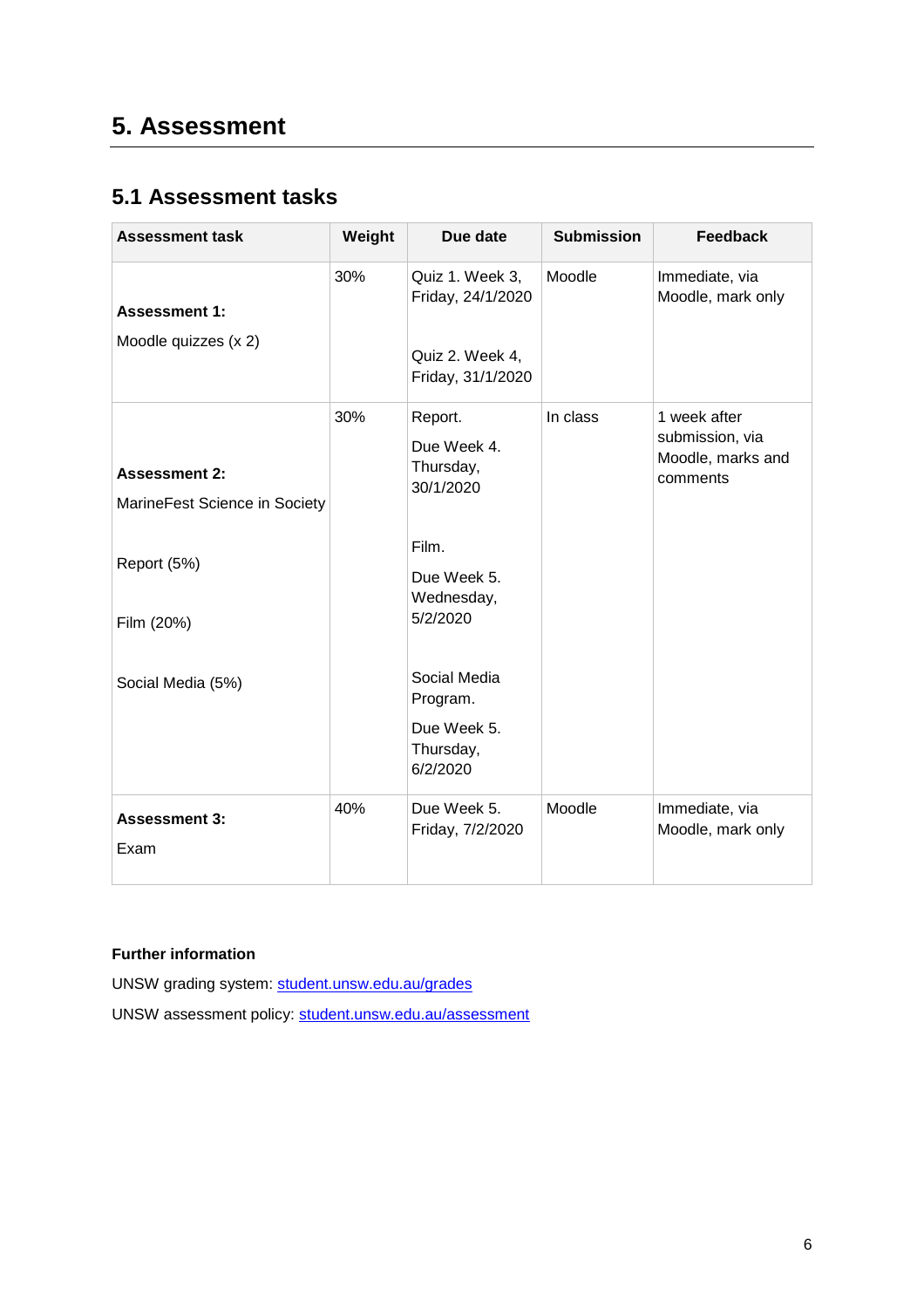# 5. Assessment

## 5.1 Assessment tasks

| Assessment task | Weight | Due date | Submission | Feedback |
|---|---|---|---|---|
| **Assessment 1:** Moodle quizzes (x 2) | 30% | Quiz 1. Week 3, Friday, 24/1/2020<br><br>Quiz 2. Week 4, Friday, 31/1/2020 | Moodle | Immediate, via Moodle, mark only |
| **Assessment 2:** MarineFest Science in Society<br><br>Report (5%)<br><br>Film (20%)<br><br>Social Media (5%) | 30% | Report.<br>Due Week 4. Thursday, 30/1/2020<br><br>Film.<br>Due Week 5. Wednesday, 5/2/2020<br><br>Social Media Program.<br>Due Week 5. Thursday, 6/2/2020 | In class | 1 week after submission, via Moodle, marks and comments |
| **Assessment 3:** Exam | 40% | Due Week 5. Friday, 7/2/2020 | Moodle | Immediate, via Moodle, mark only |

**Further information**

UNSW grading system: [student.unsw.edu.au/grades](student.unsw.edu.au/grades)

UNSW assessment policy: [student.unsw.edu.au/assessment](student.unsw.edu.au/assessment)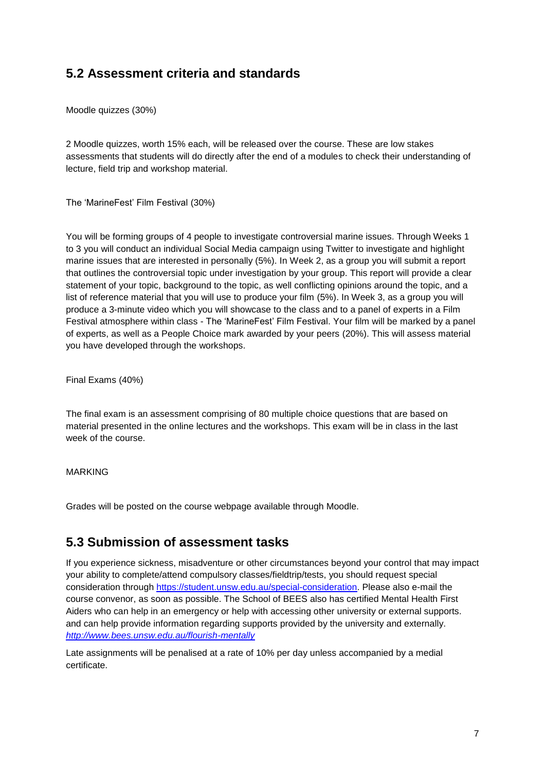## 5.2 Assessment criteria and standards

Moodle quizzes (30%)

2 Moodle quizzes, worth 15% each, will be released over the course. These are low stakes assessments that students will do directly after the end of a modules to check their understanding of lecture, field trip and workshop material.

The 'MarineFest' Film Festival (30%)

You will be forming groups of 4 people to investigate controversial marine issues. Through Weeks 1 to 3 you will conduct an individual Social Media campaign using Twitter to investigate and highlight marine issues that are interested in personally (5%). In Week 2, as a group you will submit a report that outlines the controversial topic under investigation by your group. This report will provide a clear statement of your topic, background to the topic, as well conflicting opinions around the topic, and a list of reference material that you will use to produce your film (5%). In Week 3, as a group you will produce a 3-minute video which you will showcase to the class and to a panel of experts in a Film Festival atmosphere within class - The 'MarineFest' Film Festival. Your film will be marked by a panel of experts, as well as a People Choice mark awarded by your peers (20%). This will assess material you have developed through the workshops.

Final Exams (40%)

The final exam is an assessment comprising of 80 multiple choice questions that are based on material presented in the online lectures and the workshops. This exam will be in class in the last week of the course.

MARKING

Grades will be posted on the course webpage available through Moodle.

## 5.3 Submission of assessment tasks

If you experience sickness, misadventure or other circumstances beyond your control that may impact your ability to complete/attend compulsory classes/fieldtrip/tests, you should request special consideration through https://student.unsw.edu.au/special-consideration. Please also e-mail the course convenor, as soon as possible. The School of BEES also has certified Mental Health First Aiders who can help in an emergency or help with accessing other university or external supports. and can help provide information regarding supports provided by the university and externally. *http://www.bees.unsw.edu.au/flourish-mentally*

Late assignments will be penalised at a rate of 10% per day unless accompanied by a medial certificate.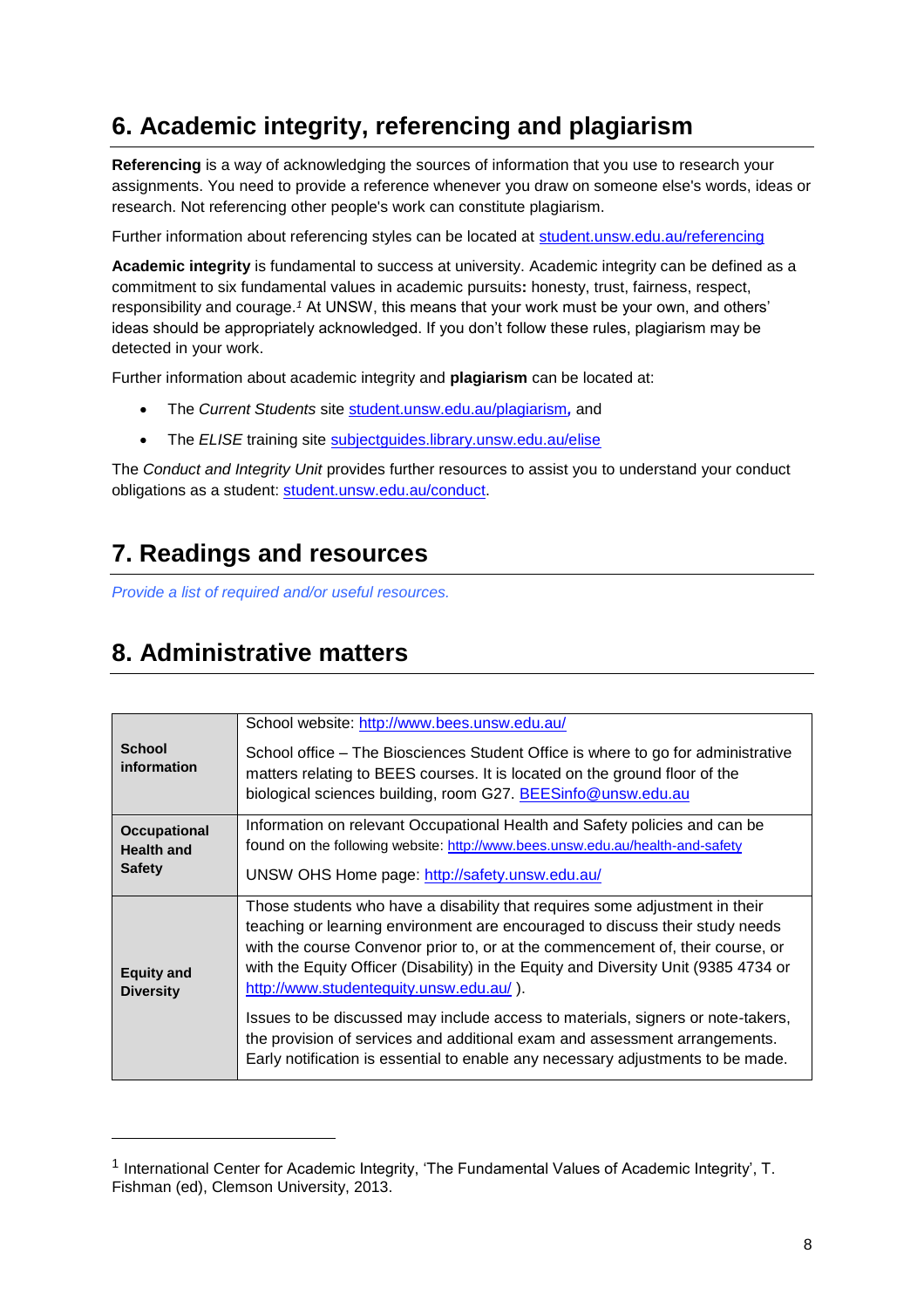## 6. Academic integrity, referencing and plagiarism

**Referencing** is a way of acknowledging the sources of information that you use to research your assignments. You need to provide a reference whenever you draw on someone else's words, ideas or research. Not referencing other people's work can constitute plagiarism.

Further information about referencing styles can be located at [student.unsw.edu.au/referencing](student.unsw.edu.au/referencing)

**Academic integrity** is fundamental to success at university. Academic integrity can be defined as a commitment to six fundamental values in academic pursuits**:** honesty, trust, fairness, respect, responsibility and courage.[1] At UNSW, this means that your work must be your own, and others' ideas should be appropriately acknowledged. If you don't follow these rules, plagiarism may be detected in your work.

Further information about academic integrity and **plagiarism** can be located at:

- The *Current Students* site [student.unsw.edu.au/plagiarism](student.unsw.edu.au/plagiarism)**,** and
- The *ELISE* training site [subjectguides.library.unsw.edu.au/elise](subjectguides.library.unsw.edu.au/elise)

The *Conduct and Integrity Unit* provides further resources to assist you to understand your conduct obligations as a student: [student.unsw.edu.au/conduct](student.unsw.edu.au/conduct).

## 7. Readings and resources

*Provide a list of required and/or useful resources.*

## 8. Administrative matters

| | |
|---|---|
| **School information** | School website: http://www.bees.unsw.edu.au/<br><br>School office – The Biosciences Student Office is where to go for administrative matters relating to BEES courses. It is located on the ground floor of the biological sciences building, room G27. BEESinfo@unsw.edu.au |
| **Occupational Health and Safety** | Information on relevant Occupational Health and Safety policies and can be found on the following website: http://www.bees.unsw.edu.au/health-and-safety<br><br>UNSW OHS Home page: http://safety.unsw.edu.au/ |
| **Equity and Diversity** | Those students who have a disability that requires some adjustment in their teaching or learning environment are encouraged to discuss their study needs with the course Convenor prior to, or at the commencement of, their course, or with the Equity Officer (Disability) in the Equity and Diversity Unit (9385 4734 or http://www.studentequity.unsw.edu.au/ ).<br><br>Issues to be discussed may include access to materials, signers or note-takers, the provision of services and additional exam and assessment arrangements. Early notification is essential to enable any necessary adjustments to be made. |

[1] International Center for Academic Integrity, 'The Fundamental Values of Academic Integrity', T. Fishman (ed), Clemson University, 2013.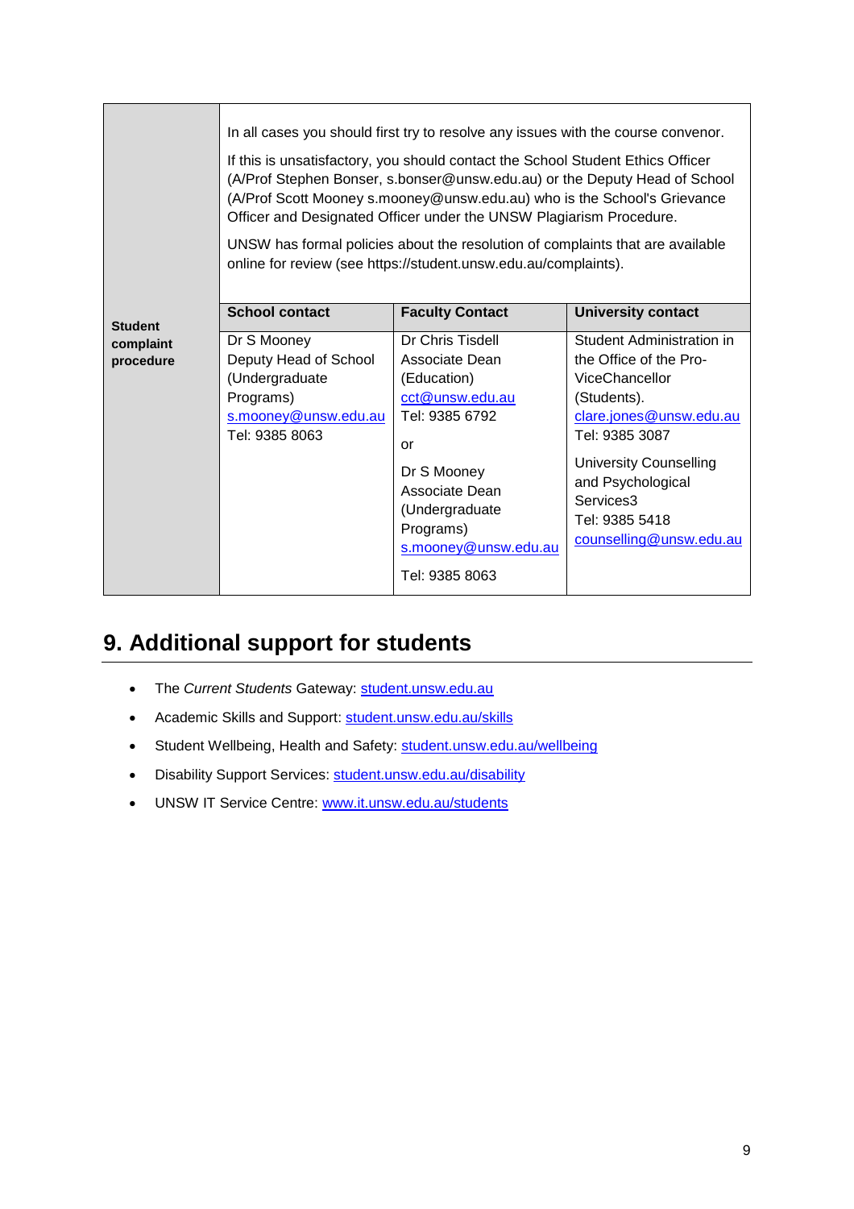| | | | |
|---|---|---|---|
| **Student complaint procedure** | In all cases you should first try to resolve any issues with the course convenor.<br><br>If this is unsatisfactory, you should contact the School Student Ethics Officer (A/Prof Stephen Bonser, s.bonser@unsw.edu.au) or the Deputy Head of School (A/Prof Scott Mooney s.mooney@unsw.edu.au) who is the School's Grievance Officer and Designated Officer under the UNSW Plagiarism Procedure.<br><br>UNSW has formal policies about the resolution of complaints that are available online for review (see https://student.unsw.edu.au/complaints). | | |
| | **School contact** | **Faculty Contact** | **University contact** |
| | Dr S Mooney<br>Deputy Head of School (Undergraduate Programs)<br>s.mooney@unsw.edu.au<br>Tel: 9385 8063 | Dr Chris Tisdell<br>Associate Dean (Education)<br>cct@unsw.edu.au<br>Tel: 9385 6792<br><br>or<br><br>Dr S Mooney<br>Associate Dean (Undergraduate Programs)<br>s.mooney@unsw.edu.au<br><br>Tel: 9385 8063 | Student Administration in the Office of the Pro-ViceChancellor (Students).<br>clare.jones@unsw.edu.au<br>Tel: 9385 3087<br><br>University Counselling and Psychological Services3<br>Tel: 9385 5418<br>counselling@unsw.edu.au |

# 9. Additional support for students

- The *Current Students* Gateway: student.unsw.edu.au
- Academic Skills and Support: student.unsw.edu.au/skills
- Student Wellbeing, Health and Safety: student.unsw.edu.au/wellbeing
- Disability Support Services: student.unsw.edu.au/disability
- UNSW IT Service Centre: www.it.unsw.edu.au/students